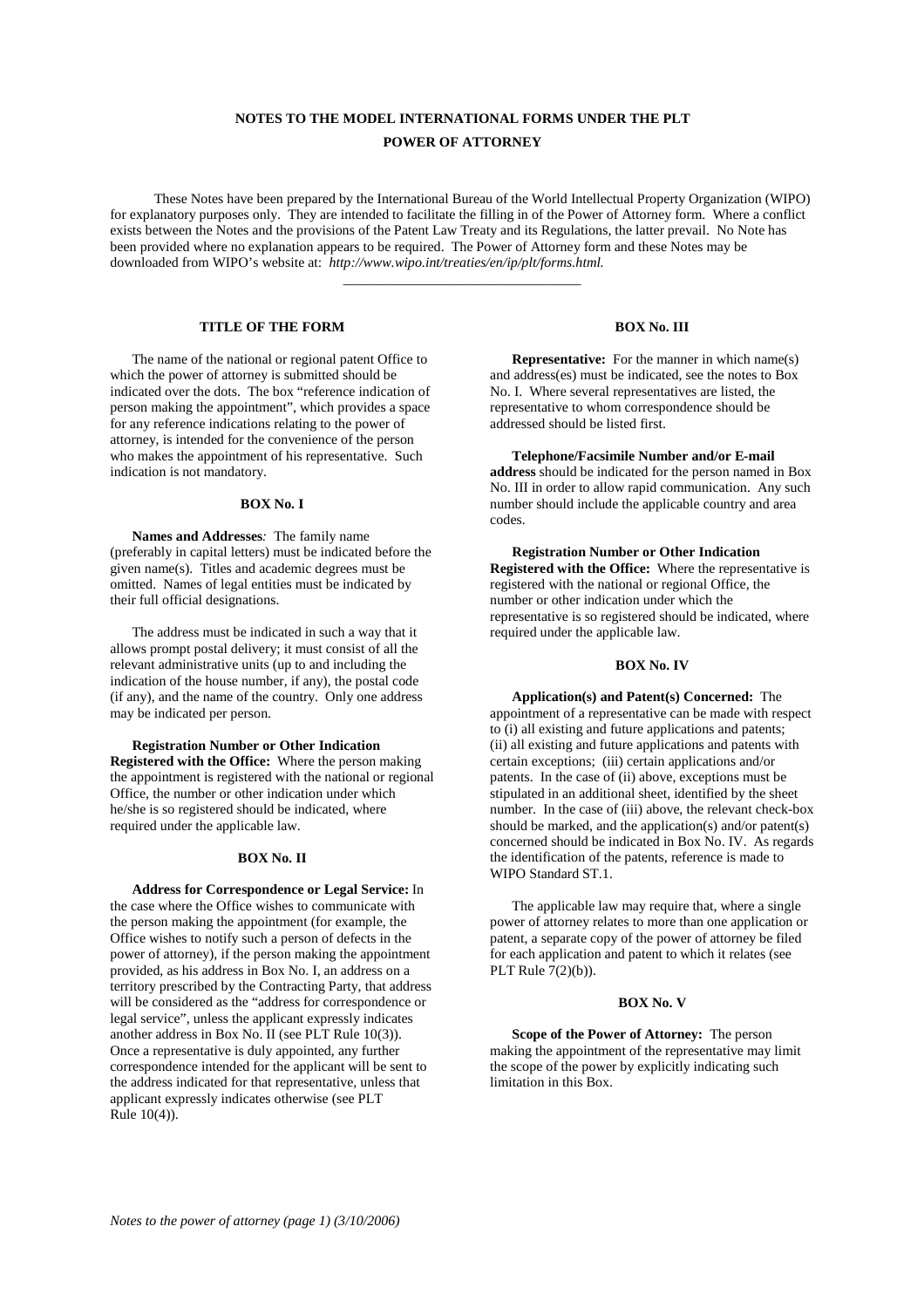# NOTES TO THE MODEL INTERNATIONAL FORMS UNDER THE PLT

## POWER OF ATTORNEY

These Notes have been prepared by the International Bureau of the World Intellectual Property Organization (WIPO) for explanatory purposes only. They are intended to facilitate the filling in of the Power of Attorney form. Where a conflict exists between the Notes and the provisions of the Patent Law Treaty and its Regulations, the latter prevail. No Note has been provided where no explanation appears to be required. The Power of Attorney form and these Notes may be downloaded from WIPO's website at: *http://www.wipo.int/treaties/en/ip/plt/forms.html.*

---

### TITLE OF THE FORM

The name of the national or regional patent Office to which the power of attorney is submitted should be indicated over the dots. The box "reference indication of person making the appointment", which provides a space for any reference indications relating to the power of attorney, is intended for the convenience of the person who makes the appointment of his representative. Such indication is not mandatory.

### BOX No. I

**Names and Addresses***:* The family name (preferably in capital letters) must be indicated before the given name(s). Titles and academic degrees must be omitted. Names of legal entities must be indicated by their full official designations.

The address must be indicated in such a way that it allows prompt postal delivery; it must consist of all the relevant administrative units (up to and including the indication of the house number, if any), the postal code (if any), and the name of the country. Only one address may be indicated per person.

**Registration Number or Other Indication Registered with the Office:** Where the person making the appointment is registered with the national or regional Office, the number or other indication under which he/she is so registered should be indicated, where required under the applicable law.

### BOX No. II

**Address for Correspondence or Legal Service:** In the case where the Office wishes to communicate with the person making the appointment (for example, the Office wishes to notify such a person of defects in the power of attorney), if the person making the appointment provided, as his address in Box No. I, an address on a territory prescribed by the Contracting Party, that address will be considered as the "address for correspondence or legal service", unless the applicant expressly indicates another address in Box No. II (see PLT Rule 10(3)). Once a representative is duly appointed, any further correspondence intended for the applicant will be sent to the address indicated for that representative, unless that applicant expressly indicates otherwise (see PLT Rule 10(4)).

### BOX No. III

**Representative:** For the manner in which name(s) and address(es) must be indicated, see the notes to Box No. I. Where several representatives are listed, the representative to whom correspondence should be addressed should be listed first.

**Telephone/Facsimile Number and/or E-mail address** should be indicated for the person named in Box No. III in order to allow rapid communication. Any such number should include the applicable country and area codes.

**Registration Number or Other Indication Registered with the Office:** Where the representative is registered with the national or regional Office, the number or other indication under which the representative is so registered should be indicated, where required under the applicable law.

### BOX No. IV

**Application(s) and Patent(s) Concerned:** The appointment of a representative can be made with respect to (i) all existing and future applications and patents; (ii) all existing and future applications and patents with certain exceptions; (iii) certain applications and/or patents. In the case of (ii) above, exceptions must be stipulated in an additional sheet, identified by the sheet number. In the case of (iii) above, the relevant check-box should be marked, and the application(s) and/or patent(s) concerned should be indicated in Box No. IV. As regards the identification of the patents, reference is made to WIPO Standard ST.1.

The applicable law may require that, where a single power of attorney relates to more than one application or patent, a separate copy of the power of attorney be filed for each application and patent to which it relates (see PLT Rule 7(2)(b)).

### BOX No. V

**Scope of the Power of Attorney:** The person making the appointment of the representative may limit the scope of the power by explicitly indicating such limitation in this Box.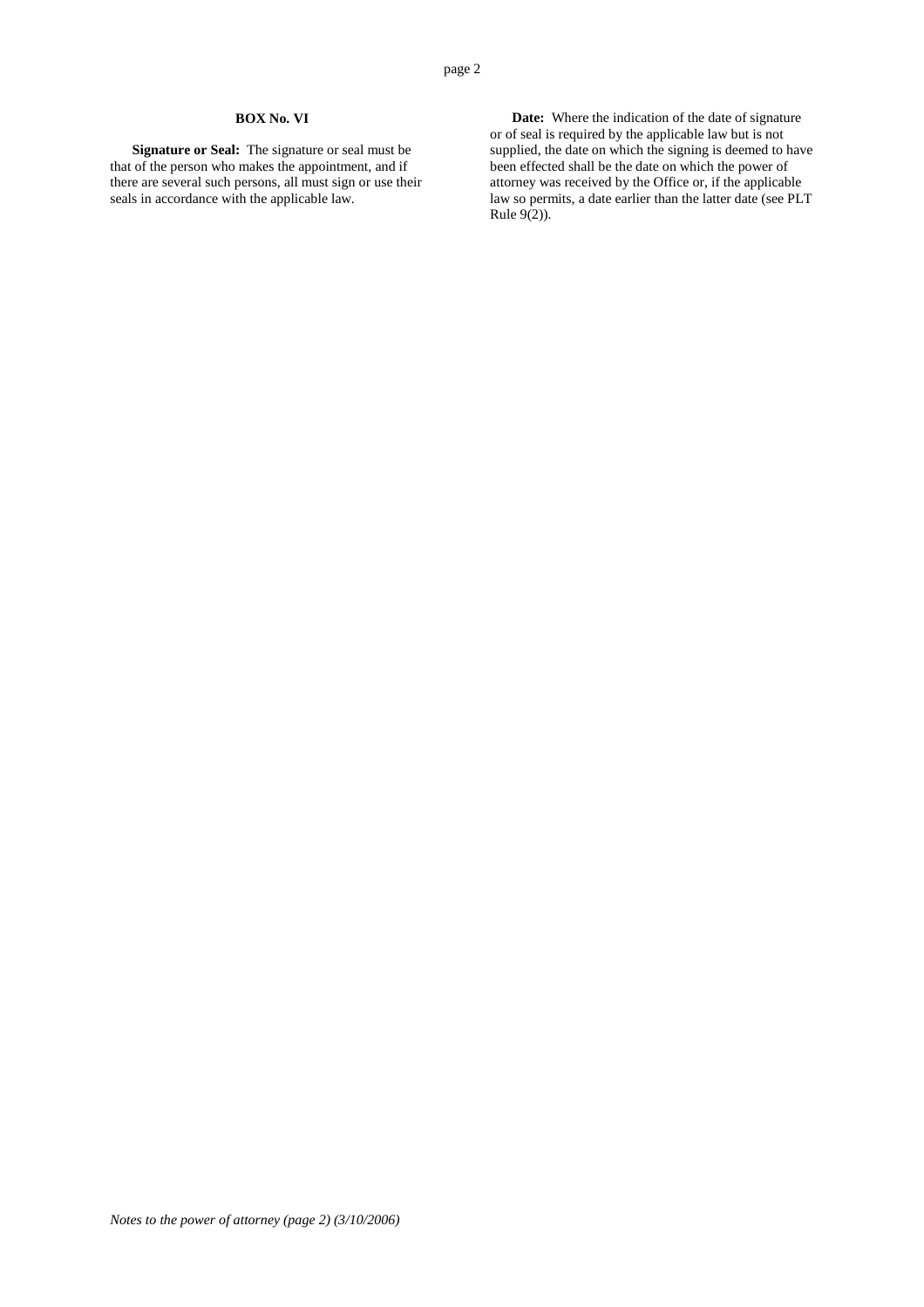### BOX No. VI

**Signature or Seal:** The signature or seal must be that of the person who makes the appointment, and if there are several such persons, all must sign or use their seals in accordance with the applicable law.

**Date:** Where the indication of the date of signature or of seal is required by the applicable law but is not supplied, the date on which the signing is deemed to have been effected shall be the date on which the power of attorney was received by the Office or, if the applicable law so permits, a date earlier than the latter date (see PLT Rule 9(2)).